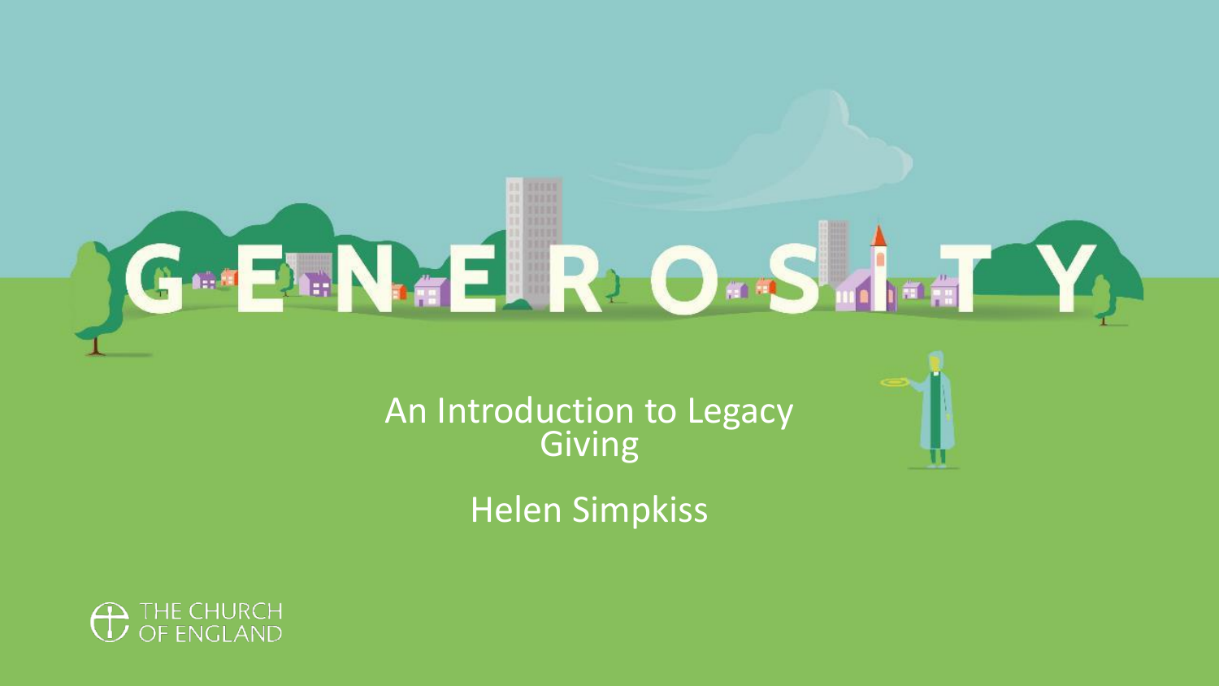# GENEROSITY

An Introduction to Legacy Giving

Helen Simpkiss

THE CHURCH OF ENGLAND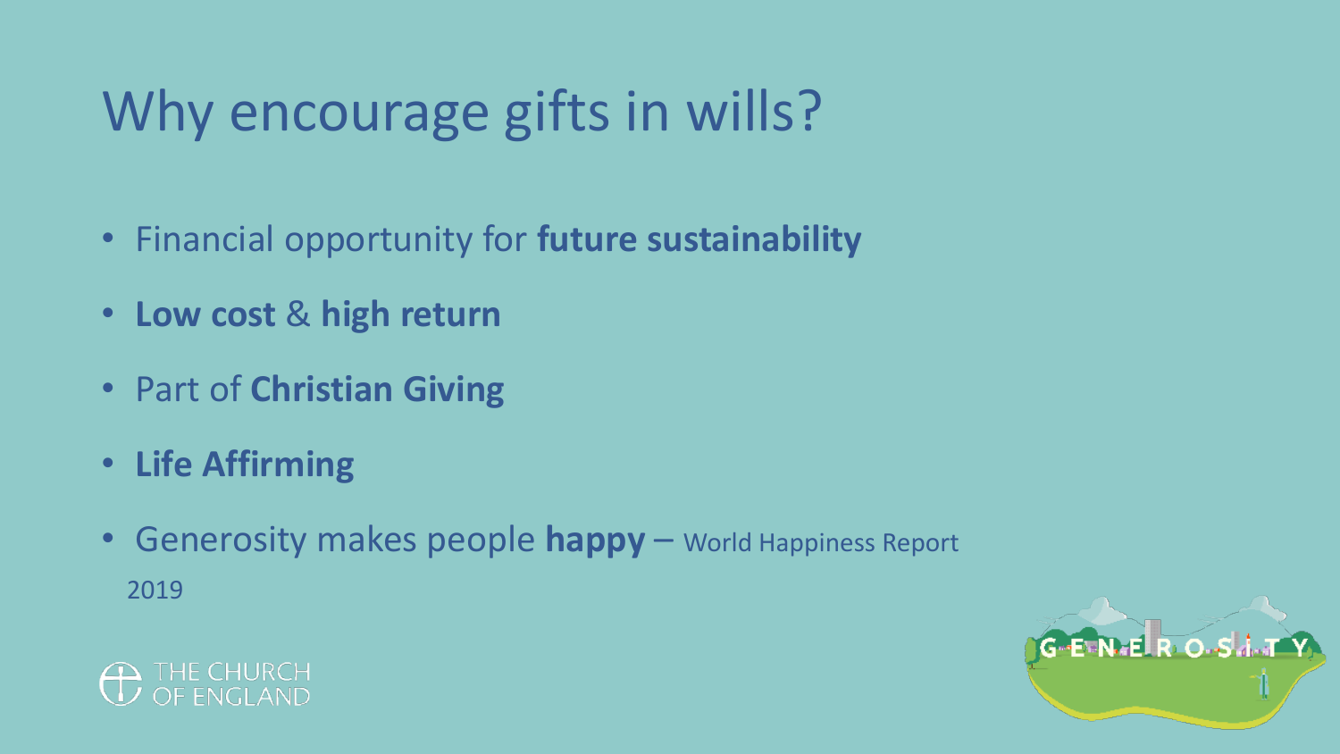# Why encourage gifts in wills?

- Financial opportunity for **future sustainability**
- **Low cost** & **high return**
- Part of **Christian Giving**
- **Life Affirming**
- Generosity makes people **happy** – World Happiness Report 2019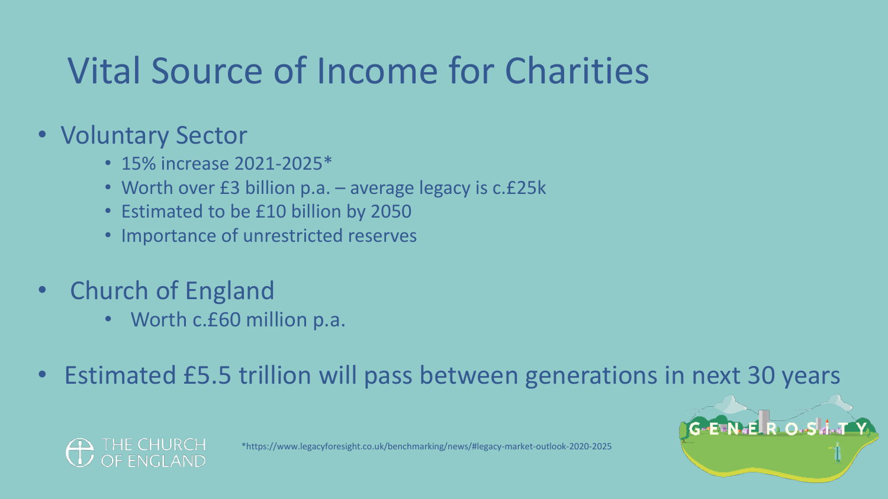# Vital Source of Income for Charities

- Voluntary Sector
  - 15% increase 2021-2025*
  - Worth over £3 billion p.a. – average legacy is c.£25k
  - Estimated to be £10 billion by 2050
  - Importance of unrestricted reserves

- Church of England
  - Worth c.£60 million p.a.

- Estimated £5.5 trillion will pass between generations in next 30 years

*https://www.legacyforesight.co.uk/benchmarking/news/#legacy-market-outlook-2020-2025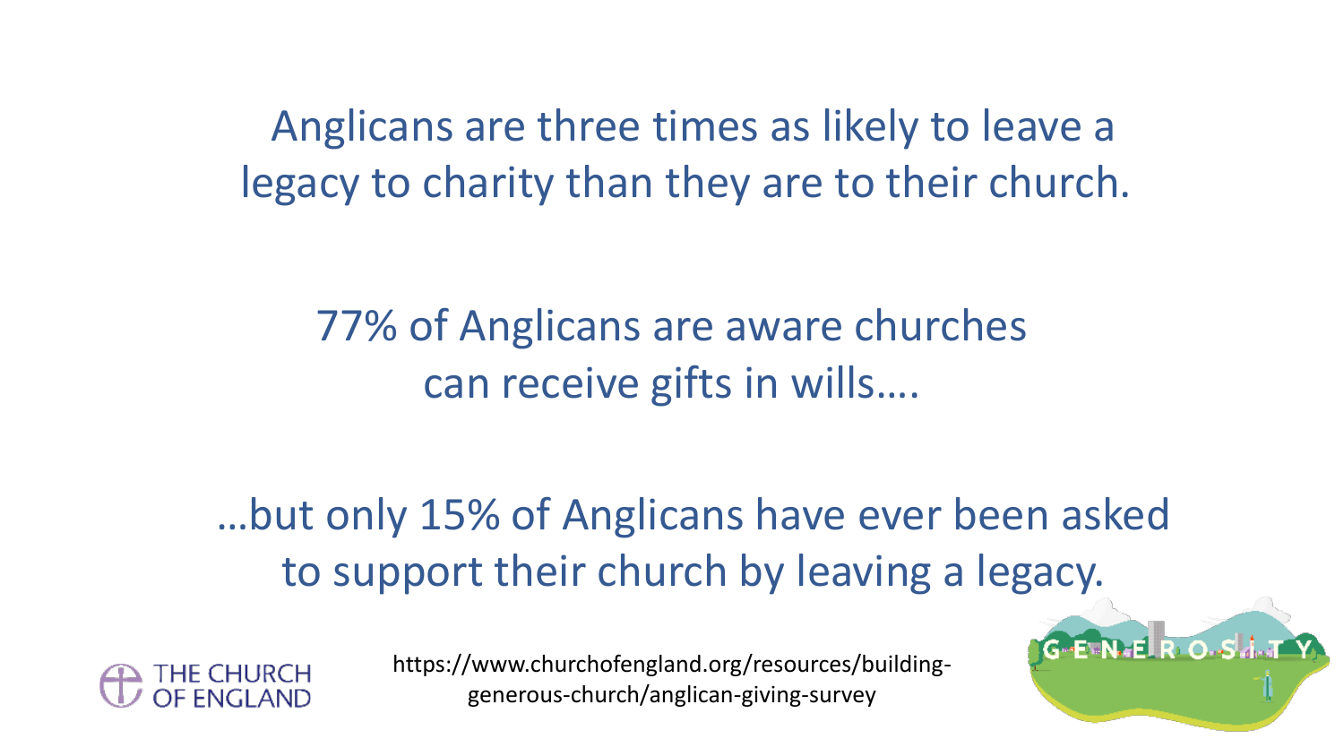Anglicans are three times as likely to leave a legacy to charity than they are to their church.

77% of Anglicans are aware churches can receive gifts in wills….

…but only 15% of Anglicans have ever been asked to support their church by leaving a legacy.

THE CHURCH OF ENGLAND

https://www.churchofengland.org/resources/building-generous-church/anglican-giving-survey

GENEROSITY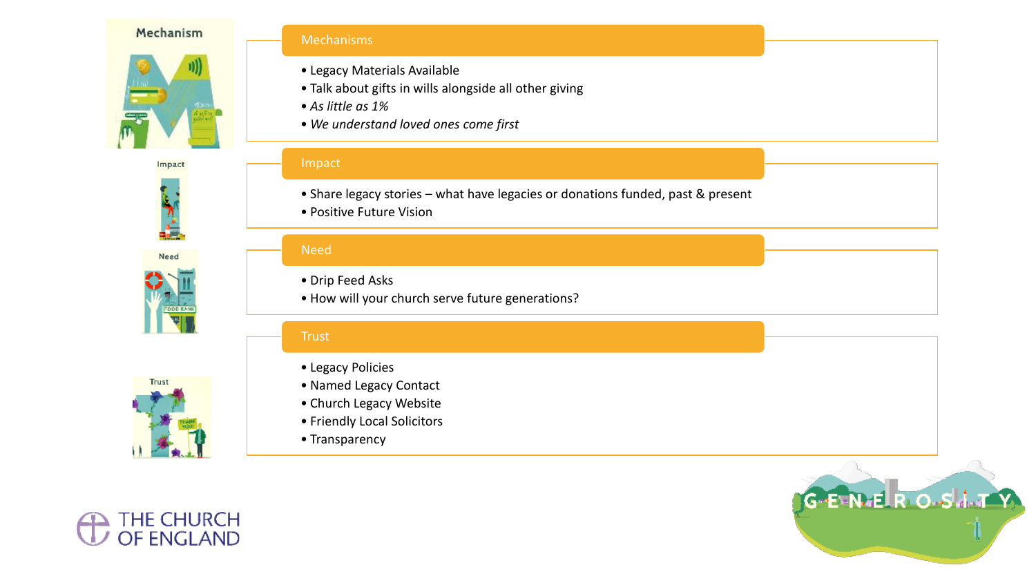## Mechanisms

- Legacy Materials Available
- Talk about gifts in wills alongside all other giving
- *As little as 1%*
- *We understand loved ones come first*

## Impact

- Share legacy stories – what have legacies or donations funded, past & present
- Positive Future Vision

## Need

- Drip Feed Asks
- How will your church serve future generations?

## Trust

- Legacy Policies
- Named Legacy Contact
- Church Legacy Website
- Friendly Local Solicitors
- Transparency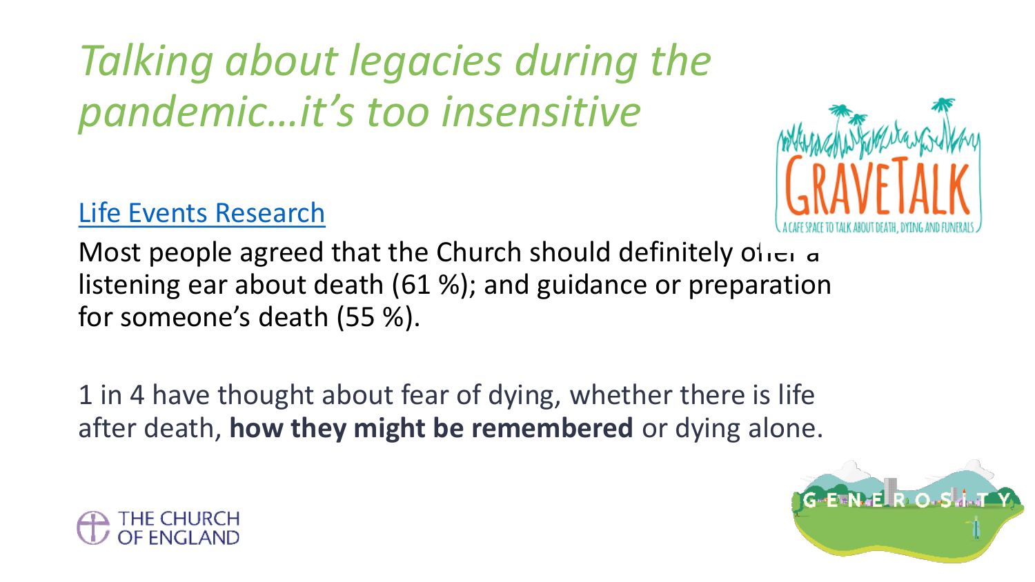# *Talking about legacies during the pandemic…it's too insensitive*

Life Events Research

Most people agreed that the Church should definitely offer a listening ear about death (61 %); and guidance or preparation for someone's death (55 %).

1 in 4 have thought about fear of dying, whether there is life after death, **how they might be remembered** or dying alone.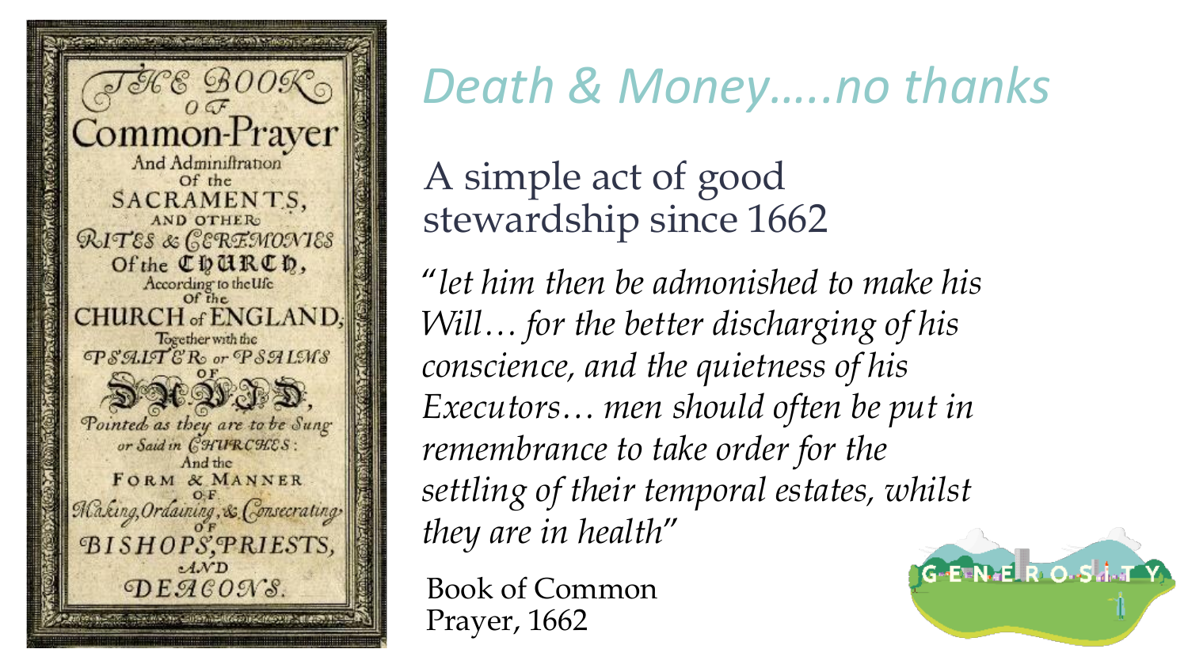# *Death & Money…..no thanks*

A simple act of good stewardship since 1662

*"let him then be admonished to make his Will… for the better discharging of his conscience, and the quietness of his Executors… men should often be put in remembrance to take order for the settling of their temporal estates, whilst they are in health"*

Book of Common Prayer, 1662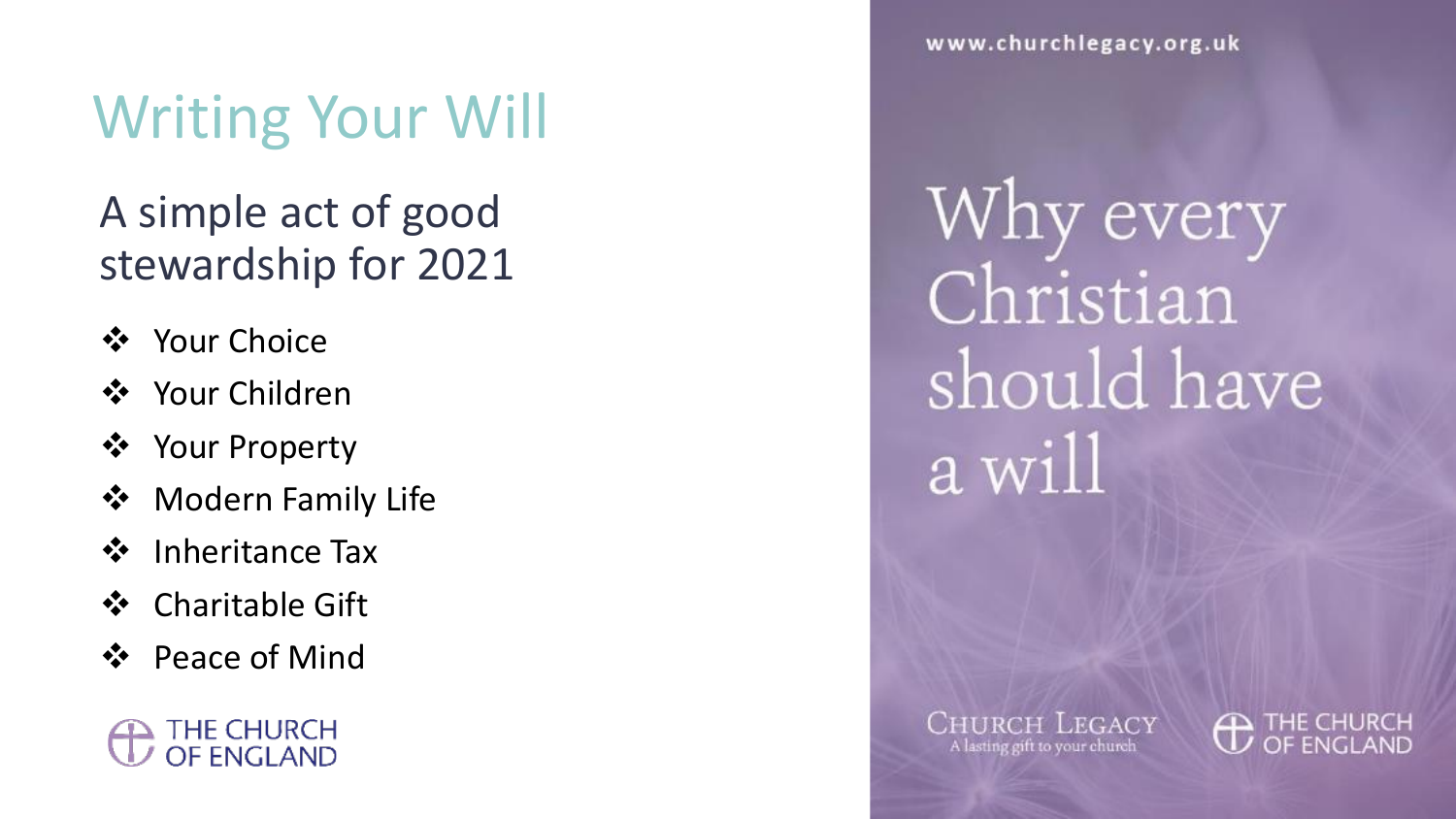# Writing Your Will

## A simple act of good stewardship for 2021

- Your Choice
- Your Children
- Your Property
- Modern Family Life
- Inheritance Tax
- Charitable Gift
- Peace of Mind

THE CHURCH OF ENGLAND

www.churchlegacy.org.uk

Why every Christian should have a will

CHURCH LEGACY
A lasting gift to your church

THE CHURCH OF ENGLAND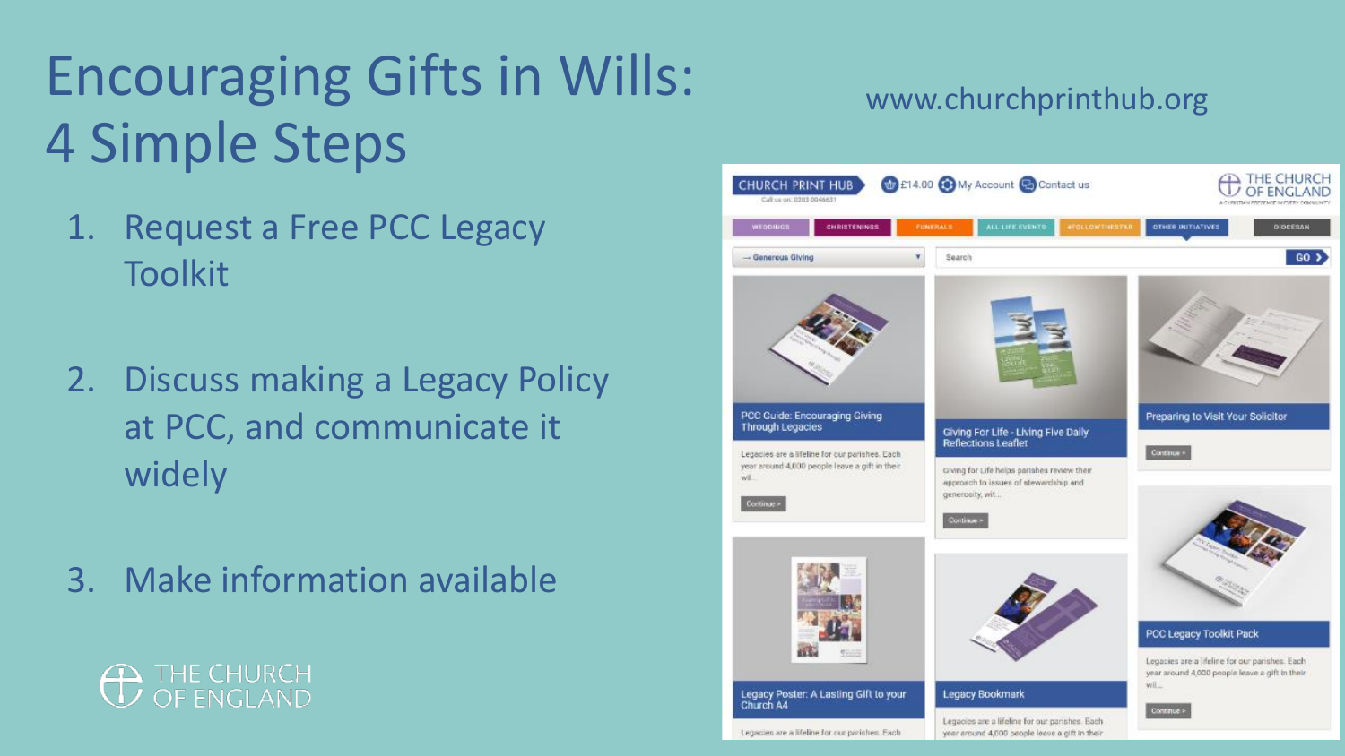# Encouraging Gifts in Wills: 4 Simple Steps

www.churchprinthub.org

1. Request a Free PCC Legacy Toolkit

2. Discuss making a Legacy Policy at PCC, and communicate it widely

3. Make information available

CHURCH PRINT HUB

Call us on: 0203 0046631

£14.00 My Account Contact us

THE CHURCH OF ENGLAND

WEDDINGS | CHRISTENINGS | FUNERALS | ALL LIFE EVENTS | #FOLLOWTHESTAR | OTHER INITIATIVES | DIOCESAN

→ Generous Giving

Search GO

**PCC Guide: Encouraging Giving Through Legacies**

Legacies are a lifeline for our parishes. Each year around 4,000 people leave a gift in their wil...

Continue >

**Giving For Life - Living Five Daily Reflections Leaflet**

Giving for Life helps parishes review their approach to issues of stewardship and generosity, wit...

Continue >

**Preparing to Visit Your Solicitor**

Continue >

**PCC Legacy Toolkit Pack**

Legacies are a lifeline for our parishes. Each year around 4,000 people leave a gift in their wil...

Continue >

**Legacy Poster: A Lasting Gift to your Church A4**

Legacies are a lifeline for our parishes. Each

**Legacy Bookmark**

Legacies are a lifeline for our parishes. Each year around 4,000 people leave a gift in their

THE CHURCH OF ENGLAND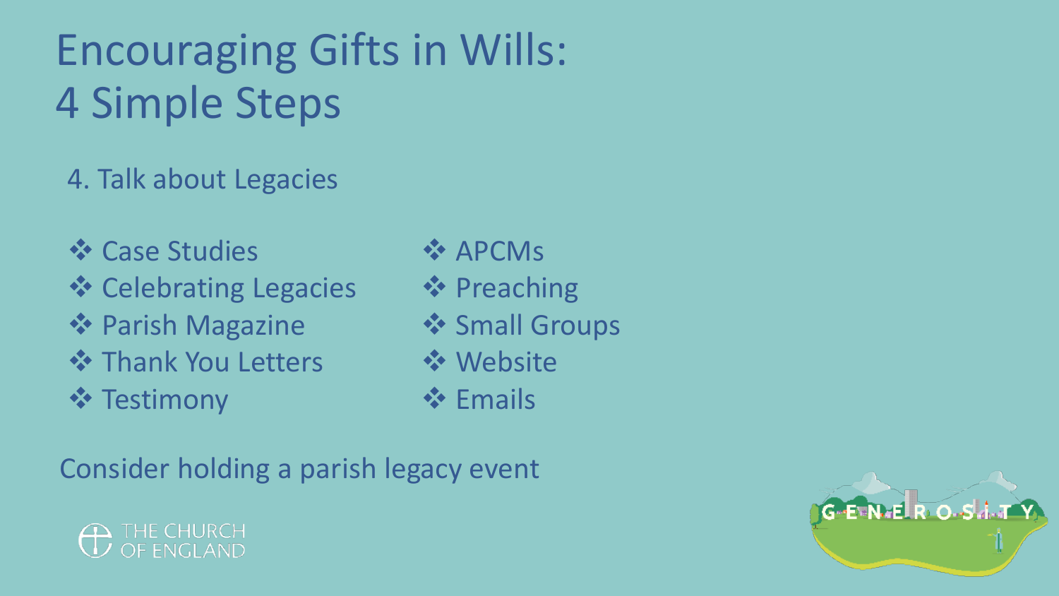# Encouraging Gifts in Wills: 4 Simple Steps

4. Talk about Legacies

- Case Studies
- Celebrating Legacies
- Parish Magazine
- Thank You Letters
- Testimony
- APCMs
- Preaching
- Small Groups
- Website
- Emails

Consider holding a parish legacy event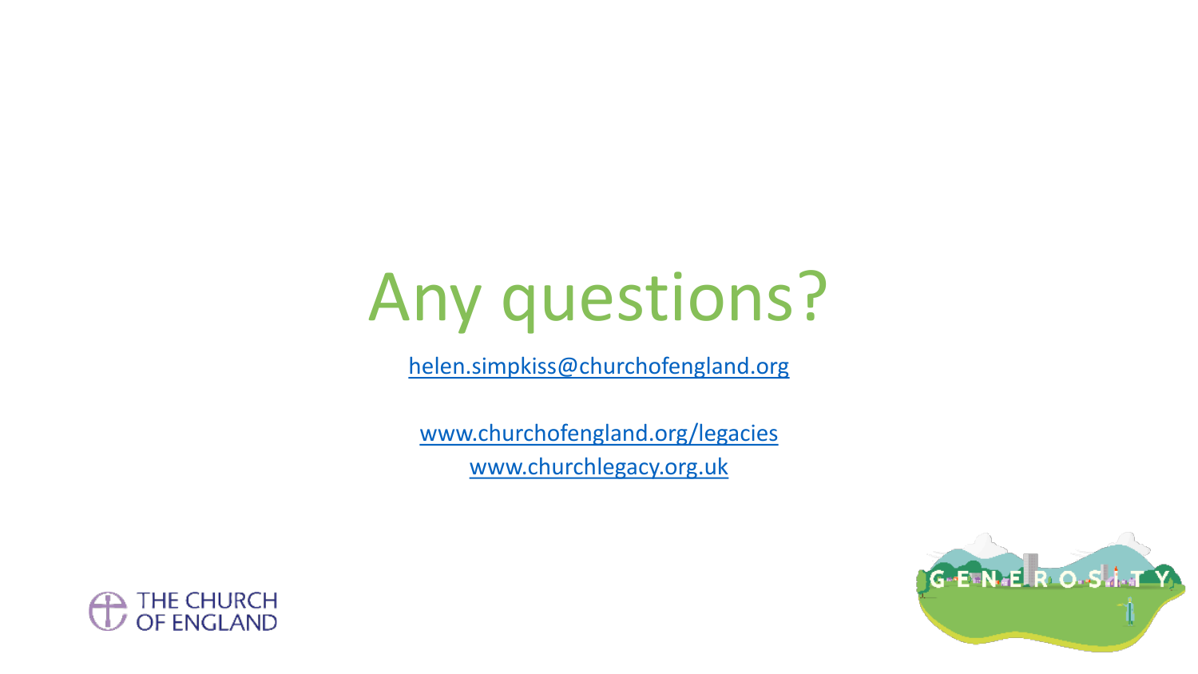# Any questions?

helen.simpkiss@churchofengland.org

www.churchofengland.org/legacies

www.churchlegacy.org.uk